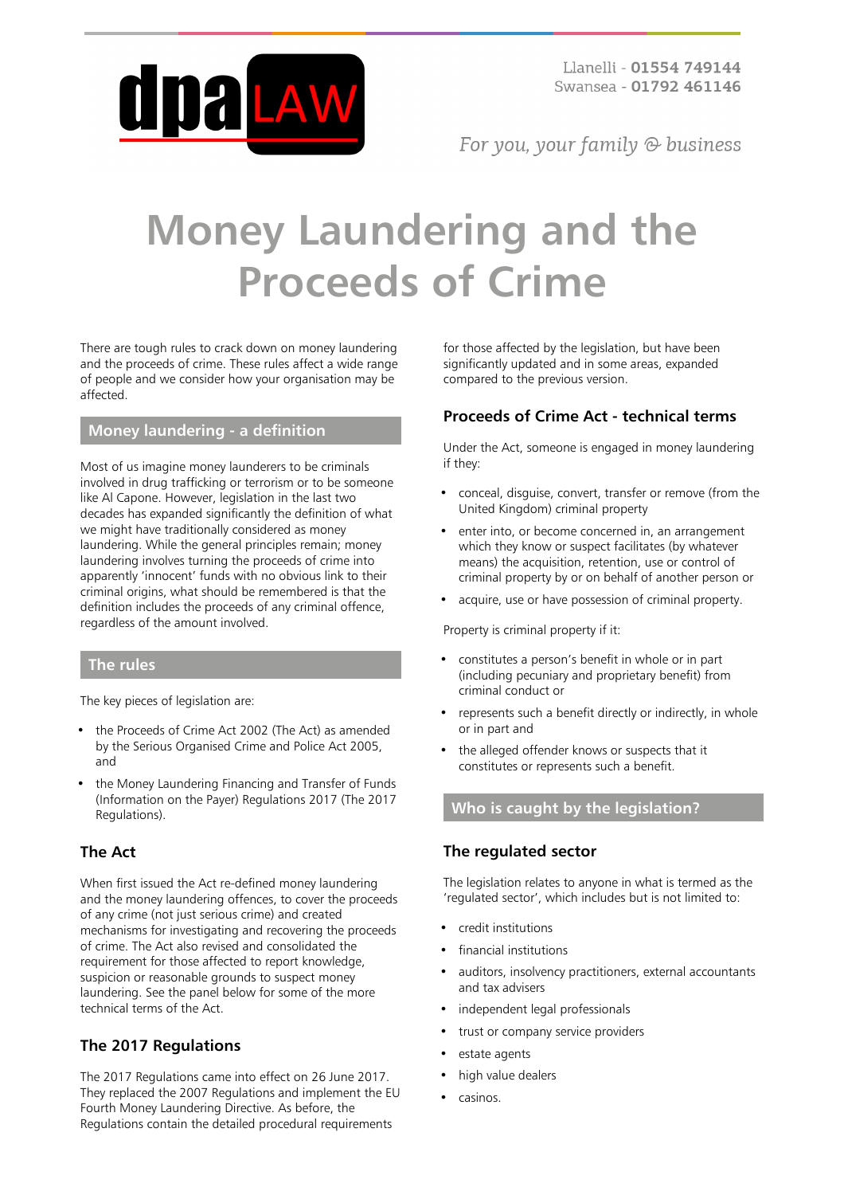Llanelli - **01554 749144**
Swansea - **01792 461146**

*For you, your family & business*

# Money Laundering and the Proceeds of Crime

There are tough rules to crack down on money laundering and the proceeds of crime. These rules affect a wide range of people and we consider how your organisation may be affected.

## Money laundering - a definition

Most of us imagine money launderers to be criminals involved in drug trafficking or terrorism or to be someone like Al Capone. However, legislation in the last two decades has expanded significantly the definition of what we might have traditionally considered as money laundering. While the general principles remain; money laundering involves turning the proceeds of crime into apparently 'innocent' funds with no obvious link to their criminal origins, what should be remembered is that the definition includes the proceeds of any criminal offence, regardless of the amount involved.

## The rules

The key pieces of legislation are:

- the Proceeds of Crime Act 2002 (The Act) as amended by the Serious Organised Crime and Police Act 2005, and
- the Money Laundering Financing and Transfer of Funds (Information on the Payer) Regulations 2017 (The 2017 Regulations).

### The Act

When first issued the Act re-defined money laundering and the money laundering offences, to cover the proceeds of any crime (not just serious crime) and created mechanisms for investigating and recovering the proceeds of crime. The Act also revised and consolidated the requirement for those affected to report knowledge, suspicion or reasonable grounds to suspect money laundering. See the panel below for some of the more technical terms of the Act.

### The 2017 Regulations

The 2017 Regulations came into effect on 26 June 2017. They replaced the 2007 Regulations and implement the EU Fourth Money Laundering Directive. As before, the Regulations contain the detailed procedural requirements for those affected by the legislation, but have been significantly updated and in some areas, expanded compared to the previous version.

### Proceeds of Crime Act - technical terms

Under the Act, someone is engaged in money laundering if they:

- conceal, disguise, convert, transfer or remove (from the United Kingdom) criminal property
- enter into, or become concerned in, an arrangement which they know or suspect facilitates (by whatever means) the acquisition, retention, use or control of criminal property by or on behalf of another person or
- acquire, use or have possession of criminal property.

Property is criminal property if it:

- constitutes a person's benefit in whole or in part (including pecuniary and proprietary benefit) from criminal conduct or
- represents such a benefit directly or indirectly, in whole or in part and
- the alleged offender knows or suspects that it constitutes or represents such a benefit.

## Who is caught by the legislation?

### The regulated sector

The legislation relates to anyone in what is termed as the 'regulated sector', which includes but is not limited to:

- credit institutions
- financial institutions
- auditors, insolvency practitioners, external accountants and tax advisers
- independent legal professionals
- trust or company service providers
- estate agents
- high value dealers
- casinos.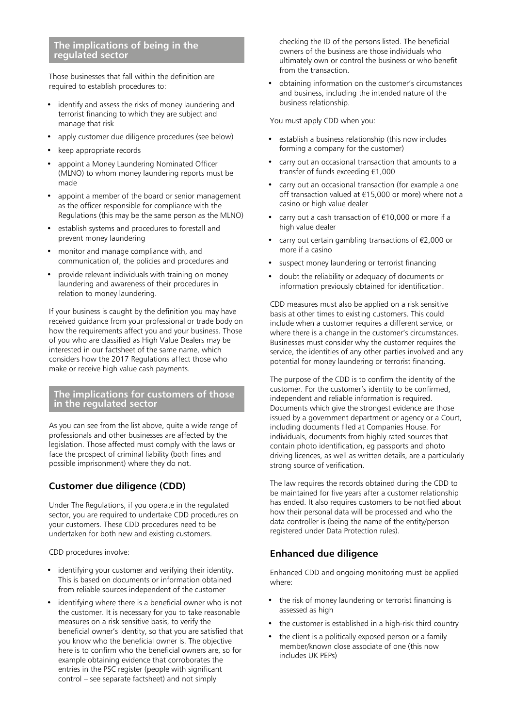## The implications of being in the regulated sector

Those businesses that fall within the definition are required to establish procedures to:

- identify and assess the risks of money laundering and terrorist financing to which they are subject and manage that risk
- apply customer due diligence procedures (see below)
- keep appropriate records
- appoint a Money Laundering Nominated Officer (MLNO) to whom money laundering reports must be made
- appoint a member of the board or senior management as the officer responsible for compliance with the Regulations (this may be the same person as the MLNO)
- establish systems and procedures to forestall and prevent money laundering
- monitor and manage compliance with, and communication of, the policies and procedures and
- provide relevant individuals with training on money laundering and awareness of their procedures in relation to money laundering.

If your business is caught by the definition you may have received guidance from your professional or trade body on how the requirements affect you and your business. Those of you who are classified as High Value Dealers may be interested in our factsheet of the same name, which considers how the 2017 Regulations affect those who make or receive high value cash payments.

## The implications for customers of those in the regulated sector

As you can see from the list above, quite a wide range of professionals and other businesses are affected by the legislation. Those affected must comply with the laws or face the prospect of criminal liability (both fines and possible imprisonment) where they do not.

### Customer due diligence (CDD)

Under The Regulations, if you operate in the regulated sector, you are required to undertake CDD procedures on your customers. These CDD procedures need to be undertaken for both new and existing customers.

CDD procedures involve:

- identifying your customer and verifying their identity. This is based on documents or information obtained from reliable sources independent of the customer
- identifying where there is a beneficial owner who is not the customer. It is necessary for you to take reasonable measures on a risk sensitive basis, to verify the beneficial owner's identity, so that you are satisfied that you know who the beneficial owner is. The objective here is to confirm who the beneficial owners are, so for example obtaining evidence that corroborates the entries in the PSC register (people with significant control – see separate factsheet) and not simply checking the ID of the persons listed. The beneficial owners of the business are those individuals who ultimately own or control the business or who benefit from the transaction.
- obtaining information on the customer's circumstances and business, including the intended nature of the business relationship.

You must apply CDD when you:

- establish a business relationship (this now includes forming a company for the customer)
- carry out an occasional transaction that amounts to a transfer of funds exceeding €1,000
- carry out an occasional transaction (for example a one off transaction valued at €15,000 or more) where not a casino or high value dealer
- carry out a cash transaction of €10,000 or more if a high value dealer
- carry out certain gambling transactions of €2,000 or more if a casino
- suspect money laundering or terrorist financing
- doubt the reliability or adequacy of documents or information previously obtained for identification.

CDD measures must also be applied on a risk sensitive basis at other times to existing customers. This could include when a customer requires a different service, or where there is a change in the customer's circumstances. Businesses must consider why the customer requires the service, the identities of any other parties involved and any potential for money laundering or terrorist financing.

The purpose of the CDD is to confirm the identity of the customer. For the customer's identity to be confirmed, independent and reliable information is required. Documents which give the strongest evidence are those issued by a government department or agency or a Court, including documents filed at Companies House. For individuals, documents from highly rated sources that contain photo identification, eg passports and photo driving licences, as well as written details, are a particularly strong source of verification.

The law requires the records obtained during the CDD to be maintained for five years after a customer relationship has ended. It also requires customers to be notified about how their personal data will be processed and who the data controller is (being the name of the entity/person registered under Data Protection rules).

### Enhanced due diligence

Enhanced CDD and ongoing monitoring must be applied where:

- the risk of money laundering or terrorist financing is assessed as high
- the customer is established in a high-risk third country
- the client is a politically exposed person or a family member/known close associate of one (this now includes UK PEPs)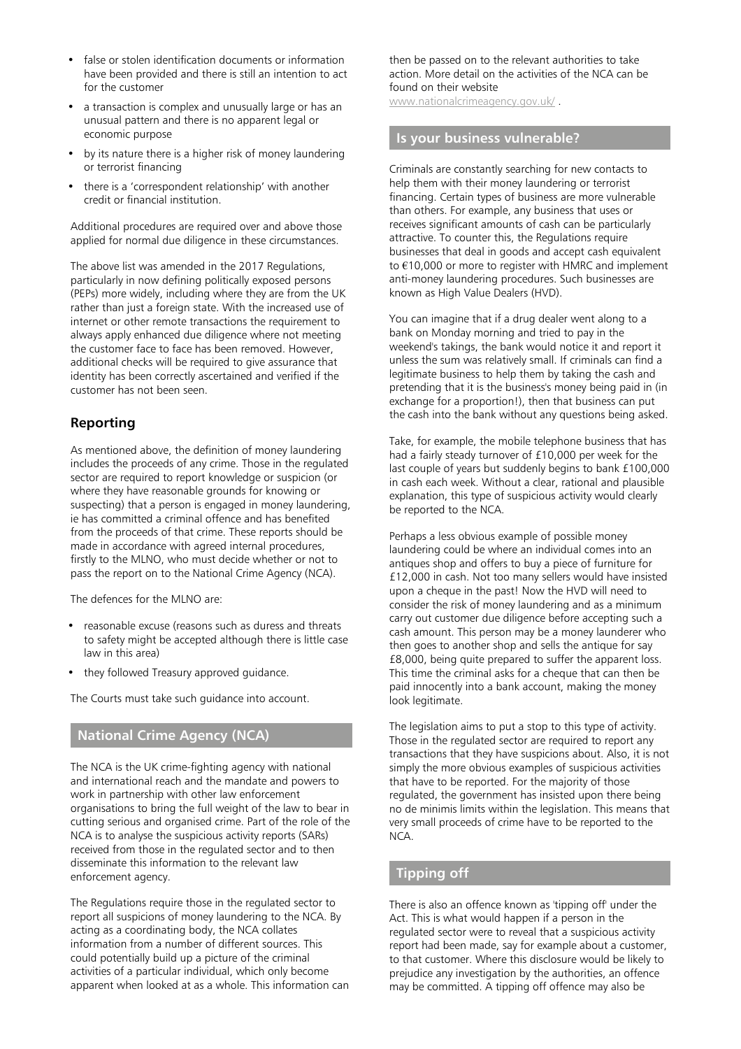- false or stolen identification documents or information have been provided and there is still an intention to act for the customer
- a transaction is complex and unusually large or has an unusual pattern and there is no apparent legal or economic purpose
- by its nature there is a higher risk of money laundering or terrorist financing
- there is a 'correspondent relationship' with another credit or financial institution.

Additional procedures are required over and above those applied for normal due diligence in these circumstances.

The above list was amended in the 2017 Regulations, particularly in now defining politically exposed persons (PEPs) more widely, including where they are from the UK rather than just a foreign state. With the increased use of internet or other remote transactions the requirement to always apply enhanced due diligence where not meeting the customer face to face has been removed. However, additional checks will be required to give assurance that identity has been correctly ascertained and verified if the customer has not been seen.

## Reporting

As mentioned above, the definition of money laundering includes the proceeds of any crime. Those in the regulated sector are required to report knowledge or suspicion (or where they have reasonable grounds for knowing or suspecting) that a person is engaged in money laundering, ie has committed a criminal offence and has benefited from the proceeds of that crime. These reports should be made in accordance with agreed internal procedures, firstly to the MLNO, who must decide whether or not to pass the report on to the National Crime Agency (NCA).

The defences for the MLNO are:

- reasonable excuse (reasons such as duress and threats to safety might be accepted although there is little case law in this area)
- they followed Treasury approved guidance.

The Courts must take such guidance into account.

## National Crime Agency (NCA)

The NCA is the UK crime-fighting agency with national and international reach and the mandate and powers to work in partnership with other law enforcement organisations to bring the full weight of the law to bear in cutting serious and organised crime. Part of the role of the NCA is to analyse the suspicious activity reports (SARs) received from those in the regulated sector and to then disseminate this information to the relevant law enforcement agency.

The Regulations require those in the regulated sector to report all suspicions of money laundering to the NCA. By acting as a coordinating body, the NCA collates information from a number of different sources. This could potentially build up a picture of the criminal activities of a particular individual, which only become apparent when looked at as a whole. This information can then be passed on to the relevant authorities to take action. More detail on the activities of the NCA can be found on their website www.nationalcrimeagency.gov.uk/ .

## Is your business vulnerable?

Criminals are constantly searching for new contacts to help them with their money laundering or terrorist financing. Certain types of business are more vulnerable than others. For example, any business that uses or receives significant amounts of cash can be particularly attractive. To counter this, the Regulations require businesses that deal in goods and accept cash equivalent to €10,000 or more to register with HMRC and implement anti-money laundering procedures. Such businesses are known as High Value Dealers (HVD).

You can imagine that if a drug dealer went along to a bank on Monday morning and tried to pay in the weekend's takings, the bank would notice it and report it unless the sum was relatively small. If criminals can find a legitimate business to help them by taking the cash and pretending that it is the business's money being paid in (in exchange for a proportion!), then that business can put the cash into the bank without any questions being asked.

Take, for example, the mobile telephone business that has had a fairly steady turnover of £10,000 per week for the last couple of years but suddenly begins to bank £100,000 in cash each week. Without a clear, rational and plausible explanation, this type of suspicious activity would clearly be reported to the NCA.

Perhaps a less obvious example of possible money laundering could be where an individual comes into an antiques shop and offers to buy a piece of furniture for £12,000 in cash. Not too many sellers would have insisted upon a cheque in the past! Now the HVD will need to consider the risk of money laundering and as a minimum carry out customer due diligence before accepting such a cash amount. This person may be a money launderer who then goes to another shop and sells the antique for say £8,000, being quite prepared to suffer the apparent loss. This time the criminal asks for a cheque that can then be paid innocently into a bank account, making the money look legitimate.

The legislation aims to put a stop to this type of activity. Those in the regulated sector are required to report any transactions that they have suspicions about. Also, it is not simply the more obvious examples of suspicious activities that have to be reported. For the majority of those regulated, the government has insisted upon there being no de minimis limits within the legislation. This means that very small proceeds of crime have to be reported to the NCA.

## Tipping off

There is also an offence known as 'tipping off' under the Act. This is what would happen if a person in the regulated sector were to reveal that a suspicious activity report had been made, say for example about a customer, to that customer. Where this disclosure would be likely to prejudice any investigation by the authorities, an offence may be committed. A tipping off offence may also be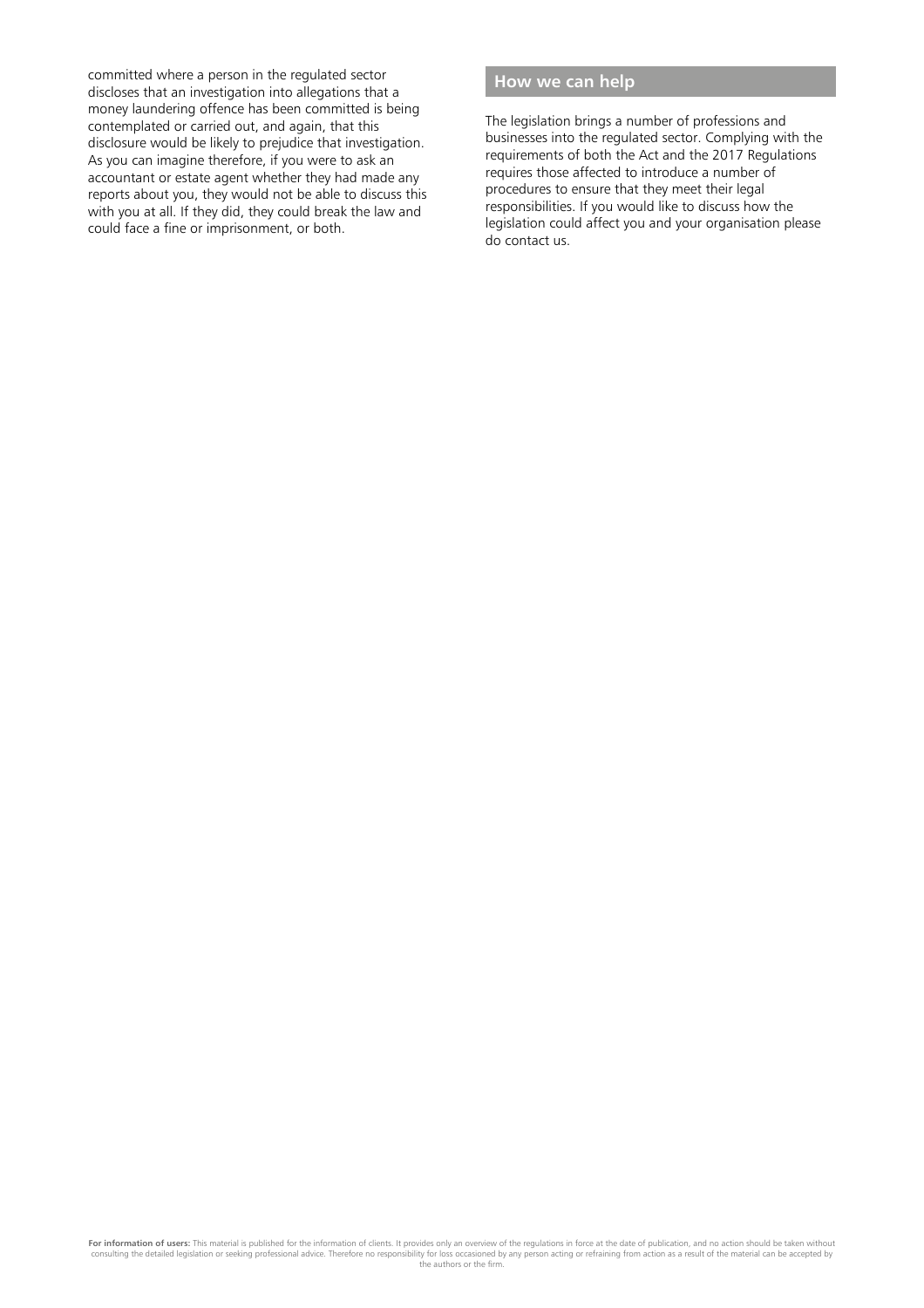committed where a person in the regulated sector discloses that an investigation into allegations that a money laundering offence has been committed is being contemplated or carried out, and again, that this disclosure would be likely to prejudice that investigation. As you can imagine therefore, if you were to ask an accountant or estate agent whether they had made any reports about you, they would not be able to discuss this with you at all. If they did, they could break the law and could face a fine or imprisonment, or both.

## How we can help

The legislation brings a number of professions and businesses into the regulated sector. Complying with the requirements of both the Act and the 2017 Regulations requires those affected to introduce a number of procedures to ensure that they meet their legal responsibilities. If you would like to discuss how the legislation could affect you and your organisation please do contact us.

**For information of users:** This material is published for the information of clients. It provides only an overview of the regulations in force at the date of publication, and no action should be taken without consulting the detailed legislation or seeking professional advice. Therefore no responsibility for loss occasioned by any person acting or refraining from action as a result of the material can be accepted by the authors or the firm.